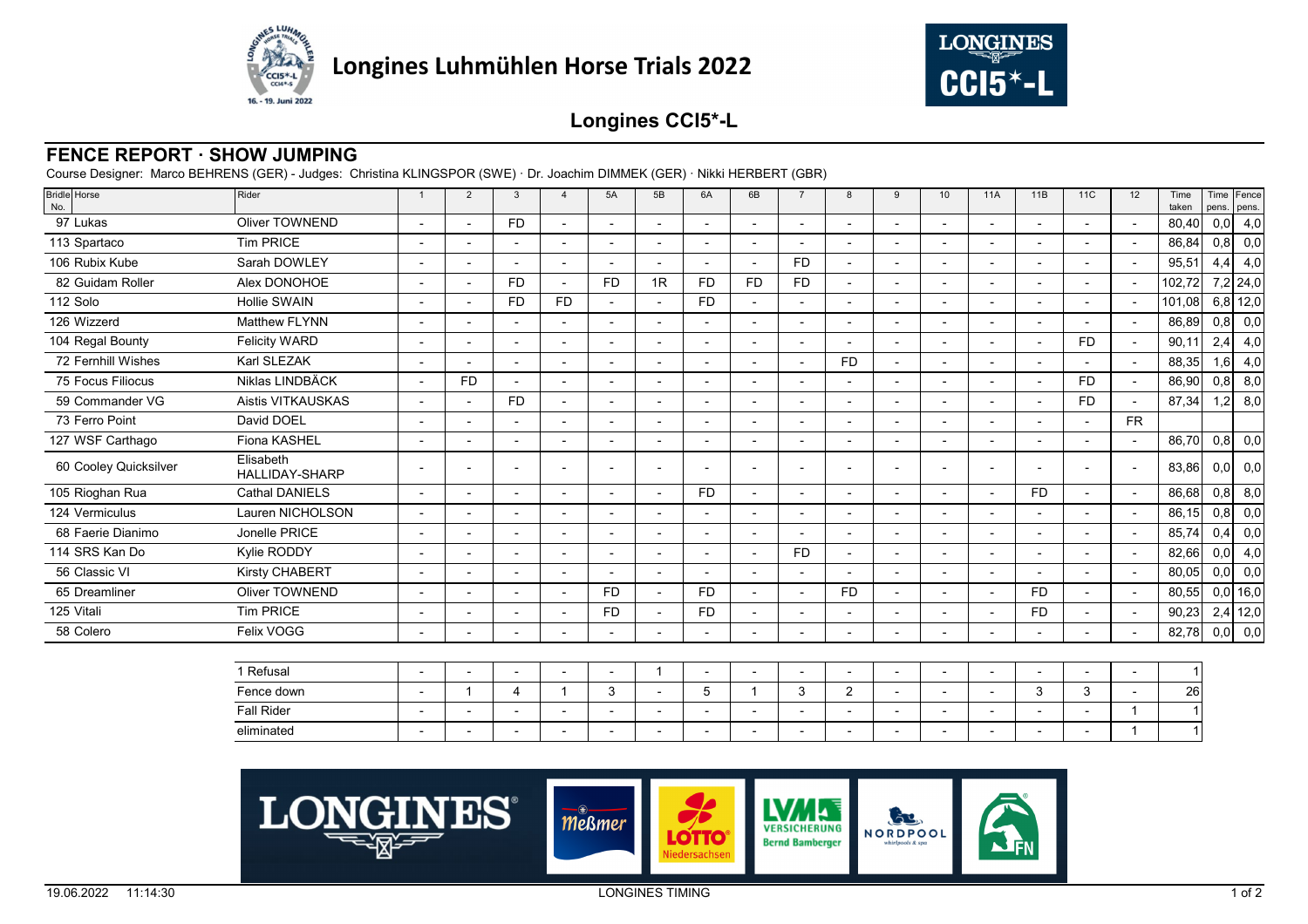# Longines Luhmühlen Horse Trials 2022

## Longines CCI5*-L

### FENCE REPORT · SHOW JUMPING

Course Designer: Marco BEHRENS (GER) - Judges: Christina KLINGSPOR (SWE) · Dr. Joachim DIMMEK (GER) · Nikki HERBERT (GBR)

| Bridle No. | Horse | Rider | 1 | 2 | 3 | 4 | 5A | 5B | 6A | 6B | 7 | 8 | 9 | 10 | 11A | 11B | 11C | 12 | Time taken | Time pens. | Fence pens. |
|---|---|---|---|---|---|---|---|---|---|---|---|---|---|---|---|---|---|---|---|---|---|
| 97 | Lukas | Oliver TOWNEND | - | - | FD | - | - | - | - | - | - | - | - | - | - | - | - | - | 80,40 | 0,0 | 4,0 |
| 113 | Spartaco | Tim PRICE | - | - | - | - | - | - | - | - | - | - | - | - | - | - | - | - | 86,84 | 0,8 | 0,0 |
| 106 | Rubix Kube | Sarah DOWLEY | - | - | - | - | - | - | - | - | FD | - | - | - | - | - | - | - | 95,51 | 4,4 | 4,0 |
| 82 | Guidam Roller | Alex DONOHOE | - | - | FD | - | FD | 1R | FD | FD | FD | - | - | - | - | - | - | - | 102,72 | 7,2 | 24,0 |
| 112 | Solo | Hollie SWAIN | - | - | FD | FD | - | - | FD | - | - | - | - | - | - | - | - | - | 101,08 | 6,8 | 12,0 |
| 126 | Wizzerd | Matthew FLYNN | - | - | - | - | - | - | - | - | - | - | - | - | - | - | - | - | 86,89 | 0,8 | 0,0 |
| 104 | Regal Bounty | Felicity WARD | - | - | - | - | - | - | - | - | - | - | - | - | - | - | FD | - | 90,11 | 2,4 | 4,0 |
| 72 | Fernhill Wishes | Karl SLEZAK | - | - | - | - | - | - | - | - | - | FD | - | - | - | - | - | - | 88,35 | 1,6 | 4,0 |
| 75 | Focus Filiocus | Niklas LINDBÄCK | - | FD | - | - | - | - | - | - | - | - | - | - | - | - | FD | - | 86,90 | 0,8 | 8,0 |
| 59 | Commander VG | Aistis VITKAUSKAS | - | - | FD | - | - | - | - | - | - | - | - | - | - | - | FD | - | 87,34 | 1,2 | 8,0 |
| 73 | Ferro Point | David DOEL | - | - | - | - | - | - | - | - | - | - | - | - | - | - | - | FR | | | |
| 127 | WSF Carthago | Fiona KASHEL | - | - | - | - | - | - | - | - | - | - | - | - | - | - | - | - | 86,70 | 0,8 | 0,0 |
| 60 | Cooley Quicksilver | Elisabeth HALLIDAY-SHARP | - | - | - | - | - | - | - | - | - | - | - | - | - | - | - | - | 83,86 | 0,0 | 0,0 |
| 105 | Rioghan Rua | Cathal DANIELS | - | - | - | - | - | - | FD | - | - | - | - | - | - | FD | - | - | 86,68 | 0,8 | 8,0 |
| 124 | Vermiculus | Lauren NICHOLSON | - | - | - | - | - | - | - | - | - | - | - | - | - | - | - | - | 86,15 | 0,8 | 0,0 |
| 68 | Faerie Dianimo | Jonelle PRICE | - | - | - | - | - | - | - | - | - | - | - | - | - | - | - | - | 85,74 | 0,4 | 0,0 |
| 114 | SRS Kan Do | Kylie RODDY | - | - | - | - | - | - | - | - | FD | - | - | - | - | - | - | - | 82,66 | 0,0 | 4,0 |
| 56 | Classic VI | Kirsty CHABERT | - | - | - | - | - | - | - | - | - | - | - | - | - | - | - | - | 80,05 | 0,0 | 0,0 |
| 65 | Dreamliner | Oliver TOWNEND | - | - | - | - | FD | - | FD | - | - | FD | - | - | - | FD | - | - | 80,55 | 0,0 | 16,0 |
| 125 | Vitali | Tim PRICE | - | - | - | - | FD | - | FD | - | - | - | - | - | - | FD | - | - | 90,23 | 2,4 | 12,0 |
| 58 | Colero | Felix VOGG | - | - | - | - | - | - | - | - | - | - | - | - | - | - | - | - | 82,78 | 0,0 | 0,0 |

| | 1 | 2 | 3 | 4 | 5A | 5B | 6A | 6B | 7 | 8 | 9 | 10 | 11A | 11B | 11C | 12 | Total |
|---|---|---|---|---|---|---|---|---|---|---|---|---|---|---|---|---|---|
| 1 Refusal | - | - | - | - | - | 1 | - | - | - | - | - | - | - | - | - | - | 1 |
| Fence down | - | 1 | 4 | 1 | 3 | - | 5 | 1 | 3 | 2 | - | - | - | 3 | 3 | - | 26 |
| Fall Rider | - | - | - | - | - | - | - | - | - | - | - | - | - | - | - | 1 | 1 |
| eliminated | - | - | - | - | - | - | - | - | - | - | - | - | - | - | - | 1 | 1 |

19.06.2022 11:14:30 LONGINES TIMING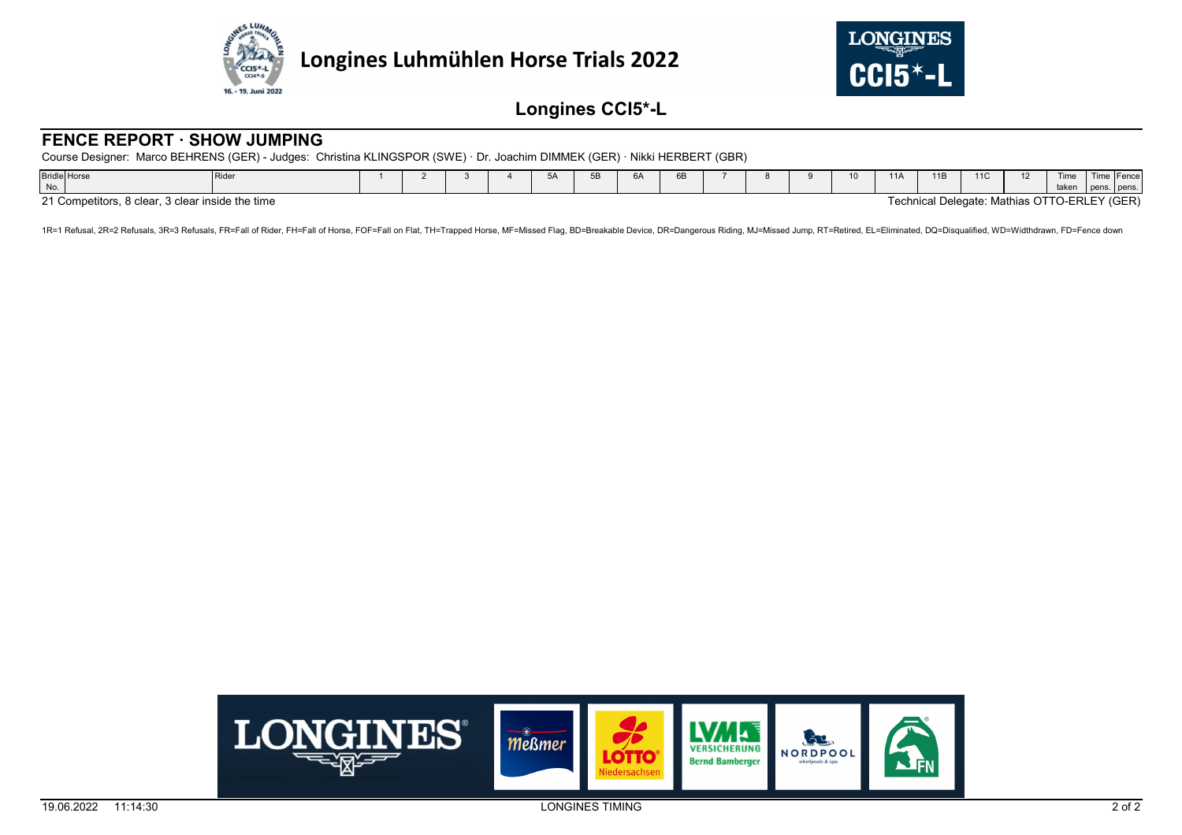Longines Luhmühlen Horse Trials 2022

## Longines CCI5*-L

### FENCE REPORT · SHOW JUMPING

Course Designer: Marco BEHRENS (GER) - Judges: Christina KLINGSPOR (SWE) · Dr. Joachim DIMMEK (GER) · Nikki HERBERT (GBR)

| Bridle No. | Horse | Rider | 1 | 2 | 3 | 4 | 5A | 5B | 6A | 6B | 7 | 8 | 9 | 10 | 11A | 11B | 11C | 12 | Time taken | Time pens. | Fence pens. |
|---|---|---|---|---|---|---|---|---|---|---|---|---|---|---|---|---|---|---|---|---|---|

21 Competitors, 8 clear, 3 clear inside the time

Technical Delegate: Mathias OTTO-ERLEY (GER)

1R=1 Refusal, 2R=2 Refusals, 3R=3 Refusals, FR=Fall of Rider, FH=Fall of Horse, FOF=Fall on Flat, TH=Trapped Horse, MF=Missed Flag, BD=Breakable Device, DR=Dangerous Riding, MJ=Missed Jump, RT=Retired, EL=Eliminated, DQ=Disqualified, WD=Widthdrawn, FD=Fence down

19.06.2022 11:14:30

LONGINES TIMING